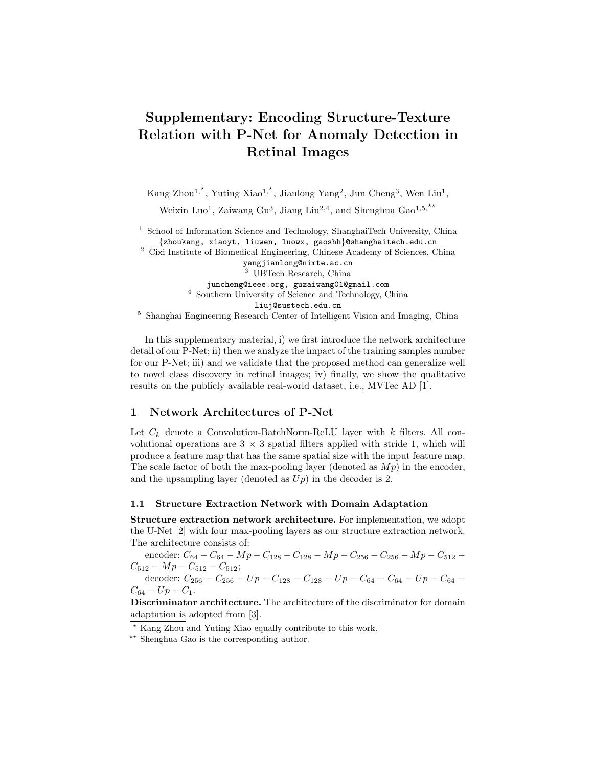# Supplementary: Encoding Structure-Texture Relation with P-Net for Anomaly Detection in Retinal Images

Kang Zhou[1,⋆], Yuting Xiao[1,⋆], Jianlong Yang[2], Jun Cheng[3], Wen Liu[1], Weixin Luo[1], Zaiwang Gu[3], Jiang Liu[2,4], and Shenghua Gao[1,5,⋆⋆]

[1] School of Information Science and Technology, ShanghaiTech University, China
{zhoukang, xiaoyt, liuwen, luowx, gaoshh}@shanghaitech.edu.cn
[2] Cixi Institute of Biomedical Engineering, Chinese Academy of Sciences, China
yangjianlong@nimte.ac.cn
[3] UBTech Research, China
juncheng@ieee.org, guzaiwang01@gmail.com
[4] Southern University of Science and Technology, China
liuj@sustech.edu.cn
[5] Shanghai Engineering Research Center of Intelligent Vision and Imaging, China

In this supplementary material, i) we first introduce the network architecture detail of our P-Net; ii) then we analyze the impact of the training samples number for our P-Net; iii) and we validate that the proposed method can generalize well to novel class discovery in retinal images; iv) finally, we show the qualitative results on the publicly available real-world dataset, i.e., MVTec AD [1].

## 1 Network Architectures of P-Net

Let $C_k$ denote a Convolution-BatchNorm-ReLU layer with $k$ filters. All convolutional operations are $3 \times 3$ spatial filters applied with stride 1, which will produce a feature map that has the same spatial size with the input feature map. The scale factor of both the max-pooling layer (denoted as $Mp$) in the encoder, and the upsampling layer (denoted as $Up$) in the decoder is 2.

### 1.1 Structure Extraction Network with Domain Adaptation

**Structure extraction network architecture.** For implementation, we adopt the U-Net [2] with four max-pooling layers as our structure extraction network. The architecture consists of:

encoder: $C_{64} - C_{64} - Mp - C_{128} - C_{128} - Mp - C_{256} - C_{256} - Mp - C_{512} - C_{512} - Mp - C_{512} - C_{512}$;

decoder: $C_{256} - C_{256} - Up - C_{128} - C_{128} - Up - C_{64} - C_{64} - Up - C_{64} - C_{64} - Up - C_1$.

**Discriminator architecture.** The architecture of the discriminator for domain adaptation is adopted from [3].

⋆ Kang Zhou and Yuting Xiao equally contribute to this work.

⋆⋆ Shenghua Gao is the corresponding author.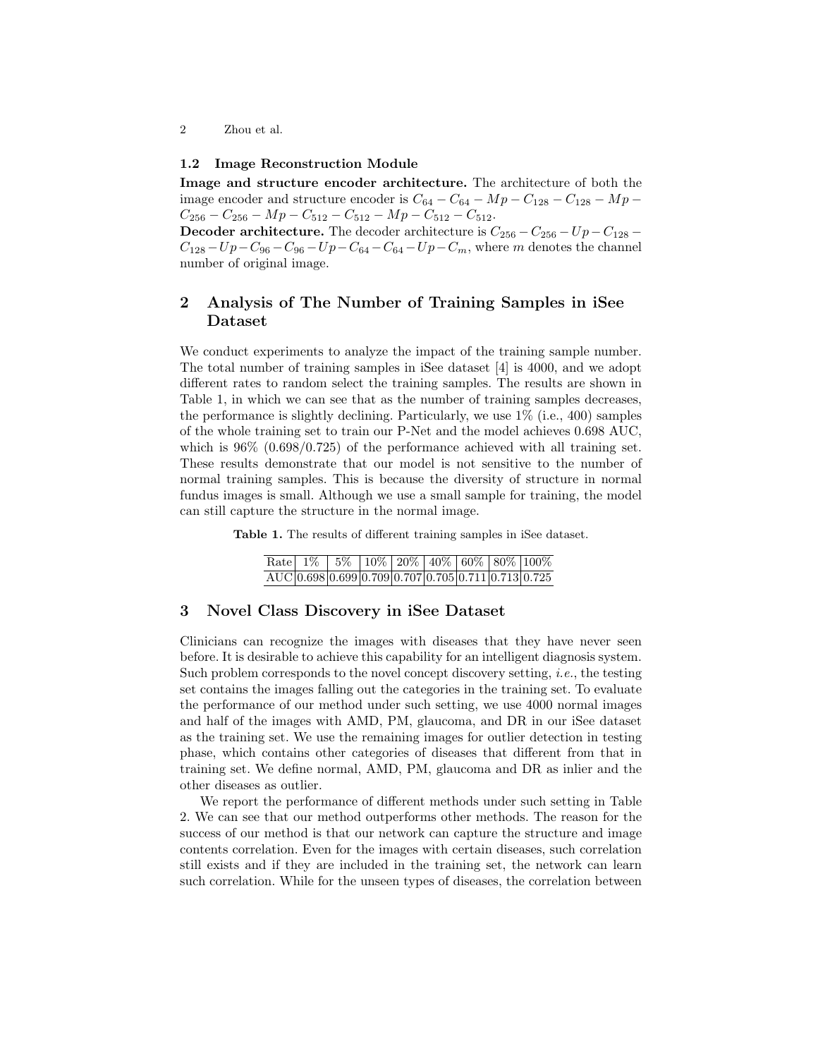### 1.2 Image Reconstruction Module

**Image and structure encoder architecture.** The architecture of both the image encoder and structure encoder is $C_{64} - C_{64} - Mp - C_{128} - C_{128} - Mp - C_{256} - C_{256} - Mp - C_{512} - C_{512} - Mp - C_{512} - C_{512}$.

**Decoder architecture.** The decoder architecture is $C_{256} - C_{256} - Up - C_{128} - C_{128} - Up - C_{96} - C_{96} - Up - C_{64} - C_{64} - Up - C_m$, where $m$ denotes the channel number of original image.

## 2 Analysis of The Number of Training Samples in iSee Dataset

We conduct experiments to analyze the impact of the training sample number. The total number of training samples in iSee dataset [4] is 4000, and we adopt different rates to random select the training samples. The results are shown in Table 1, in which we can see that as the number of training samples decreases, the performance is slightly declining. Particularly, we use 1% (i.e., 400) samples of the whole training set to train our P-Net and the model achieves 0.698 AUC, which is 96% (0.698/0.725) of the performance achieved with all training set. These results demonstrate that our model is not sensitive to the number of normal training samples. This is because the diversity of structure in normal fundus images is small. Although we use a small sample for training, the model can still capture the structure in the normal image.

**Table 1.** The results of different training samples in iSee dataset.

| Rate | 1% | 5% | 10% | 20% | 40% | 60% | 80% | 100% |
|---|---|---|---|---|---|---|---|---|
| AUC | 0.698 | 0.699 | 0.709 | 0.707 | 0.705 | 0.711 | 0.713 | 0.725 |

## 3 Novel Class Discovery in iSee Dataset

Clinicians can recognize the images with diseases that they have never seen before. It is desirable to achieve this capability for an intelligent diagnosis system. Such problem corresponds to the novel concept discovery setting, *i.e.*, the testing set contains the images falling out the categories in the training set. To evaluate the performance of our method under such setting, we use 4000 normal images and half of the images with AMD, PM, glaucoma, and DR in our iSee dataset as the training set. We use the remaining images for outlier detection in testing phase, which contains other categories of diseases that different from that in training set. We define normal, AMD, PM, glaucoma and DR as inlier and the other diseases as outlier.

We report the performance of different methods under such setting in Table 2. We can see that our method outperforms other methods. The reason for the success of our method is that our network can capture the structure and image contents correlation. Even for the images with certain diseases, such correlation still exists and if they are included in the training set, the network can learn such correlation. While for the unseen types of diseases, the correlation between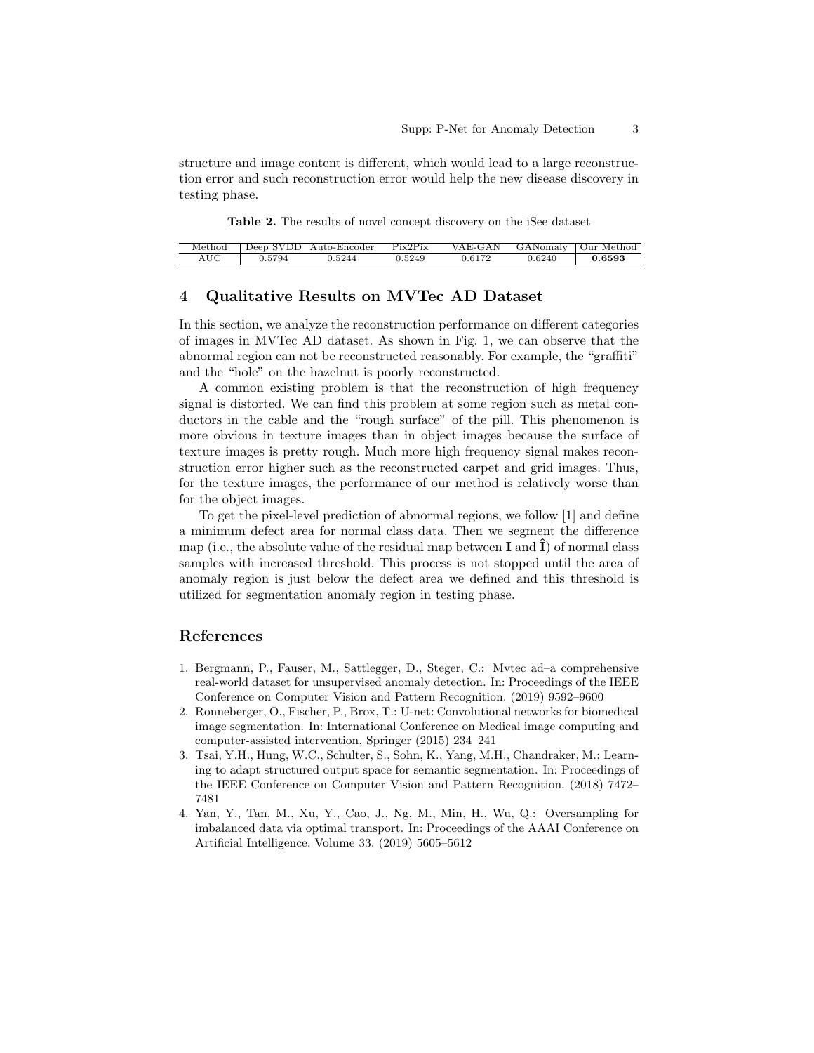structure and image content is different, which would lead to a large reconstruction error and such reconstruction error would help the new disease discovery in testing phase.

**Table 2.** The results of novel concept discovery on the iSee dataset

| Method | Deep SVDD | Auto-Encoder | Pix2Pix | VAE-GAN | GANomaly | Our Method |
|---|---|---|---|---|---|---|
| AUC | 0.5794 | 0.5244 | 0.5249 | 0.6172 | 0.6240 | **0.6593** |

## 4 Qualitative Results on MVTec AD Dataset

In this section, we analyze the reconstruction performance on different categories of images in MVTec AD dataset. As shown in Fig. 1, we can observe that the abnormal region can not be reconstructed reasonably. For example, the "graffiti" and the "hole" on the hazelnut is poorly reconstructed.

A common existing problem is that the reconstruction of high frequency signal is distorted. We can find this problem at some region such as metal conductors in the cable and the "rough surface" of the pill. This phenomenon is more obvious in texture images than in object images because the surface of texture images is pretty rough. Much more high frequency signal makes reconstruction error higher such as the reconstructed carpet and grid images. Thus, for the texture images, the performance of our method is relatively worse than for the object images.

To get the pixel-level prediction of abnormal regions, we follow [1] and define a minimum defect area for normal class data. Then we segment the difference map (i.e., the absolute value of the residual map between $\mathbf{I}$ and $\hat{\mathbf{I}}$) of normal class samples with increased threshold. This process is not stopped until the area of anomaly region is just below the defect area we defined and this threshold is utilized for segmentation anomaly region in testing phase.

## References

1. Bergmann, P., Fauser, M., Sattlegger, D., Steger, C.: Mvtec ad–a comprehensive real-world dataset for unsupervised anomaly detection. In: Proceedings of the IEEE Conference on Computer Vision and Pattern Recognition. (2019) 9592–9600
2. Ronneberger, O., Fischer, P., Brox, T.: U-net: Convolutional networks for biomedical image segmentation. In: International Conference on Medical image computing and computer-assisted intervention, Springer (2015) 234–241
3. Tsai, Y.H., Hung, W.C., Schulter, S., Sohn, K., Yang, M.H., Chandraker, M.: Learning to adapt structured output space for semantic segmentation. In: Proceedings of the IEEE Conference on Computer Vision and Pattern Recognition. (2018) 7472–7481
4. Yan, Y., Tan, M., Xu, Y., Cao, J., Ng, M., Min, H., Wu, Q.: Oversampling for imbalanced data via optimal transport. In: Proceedings of the AAAI Conference on Artificial Intelligence. Volume 33. (2019) 5605–5612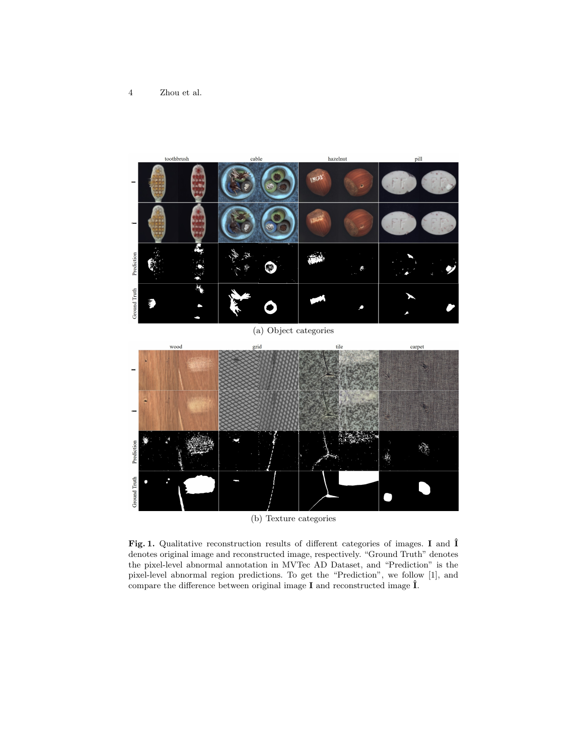toothbrush

cable

hazelnut

pill

I

Î

Prediction

Ground Truth

(a) Object categories

wood

grid

tile

carpet

I

Î

Prediction

Ground Truth

(b) Texture categories

**Fig. 1.** Qualitative reconstruction results of different categories of images. $\mathbf{I}$ and $\hat{\mathbf{I}}$ denotes original image and reconstructed image, respectively. "Ground Truth" denotes the pixel-level abnormal annotation in MVTec AD Dataset, and "Prediction" is the pixel-level abnormal region predictions. To get the "Prediction", we follow [1], and compare the difference between original image $\mathbf{I}$ and reconstructed image $\hat{\mathbf{I}}$.